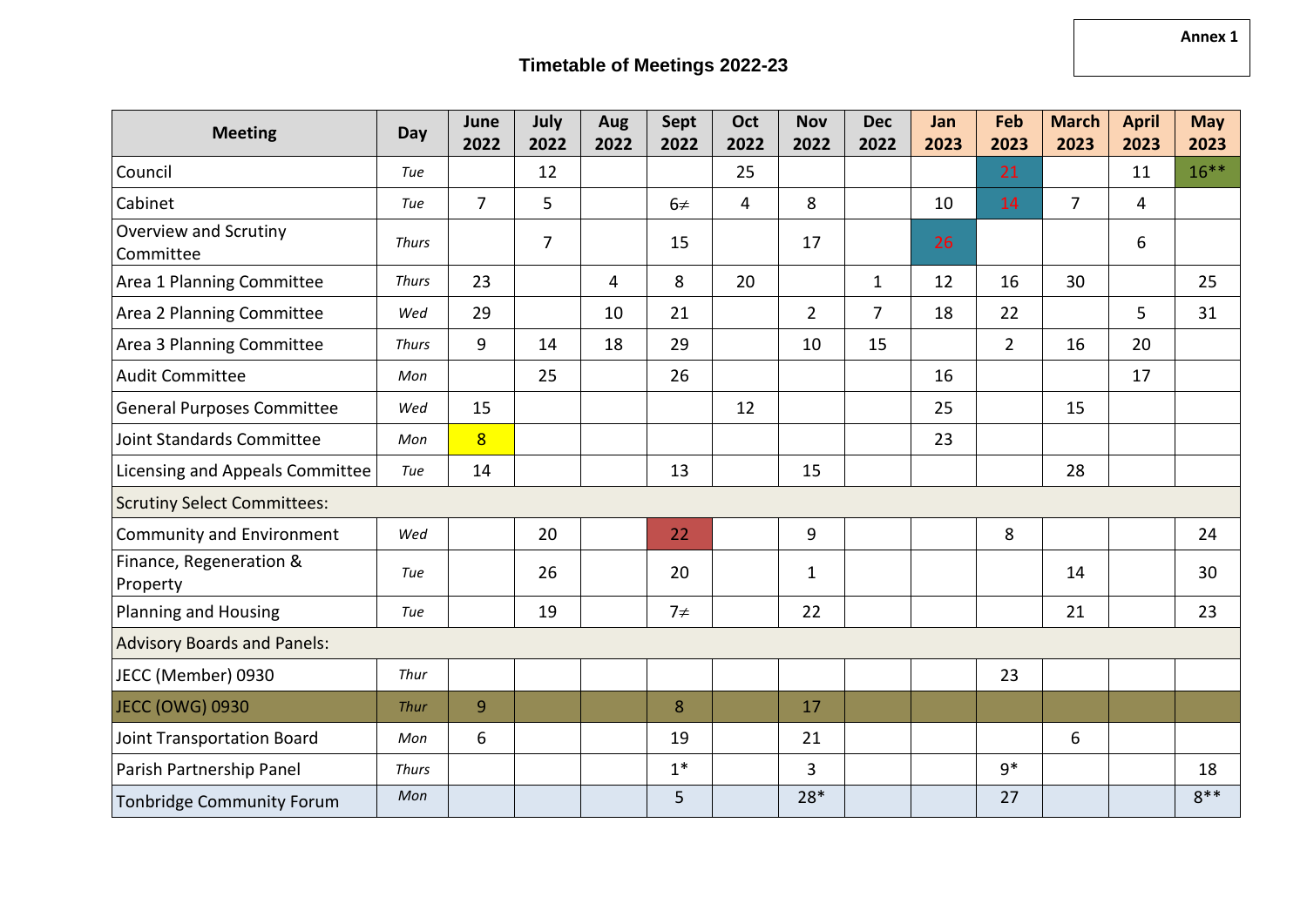Annex 1

# Timetable of Meetings 2022-23

| Meeting | Day | June 2022 | July 2022 | Aug 2022 | Sept 2022 | Oct 2022 | Nov 2022 | Dec 2022 | Jan 2023 | Feb 2023 | March 2023 | April 2023 | May 2023 |
|---|---|---|---|---|---|---|---|---|---|---|---|---|---|
| Council | *Tue* | | 12 | | | 25 | | | | 21 | | 11 | 16** |
| Cabinet | *Tue* | 7 | 5 | | 6≠ | 4 | 8 | | 10 | 14 | 7 | 4 | |
| Overview and Scrutiny Committee | *Thurs* | | 7 | | 15 | | 17 | | 26 | | | 6 | |
| Area 1 Planning Committee | *Thurs* | 23 | | 4 | 8 | 20 | | 1 | 12 | 16 | 30 | | 25 |
| Area 2 Planning Committee | *Wed* | 29 | | 10 | 21 | | 2 | 7 | 18 | 22 | | 5 | 31 |
| Area 3 Planning Committee | *Thurs* | 9 | 14 | 18 | 29 | | 10 | 15 | | 2 | 16 | 20 | |
| Audit Committee | *Mon* | | 25 | | 26 | | | | 16 | | | 17 | |
| General Purposes Committee | *Wed* | 15 | | | | 12 | | | 25 | | 15 | | |
| Joint Standards Committee | *Mon* | 8 | | | | | | | 23 | | | | |
| Licensing and Appeals Committee | *Tue* | 14 | | | 13 | | 15 | | | | 28 | | |
| Scrutiny Select Committees: | | | | | | | | | | | | | |
| Community and Environment | *Wed* | | 20 | | 22 | | 9 | | | 8 | | | 24 |
| Finance, Regeneration & Property | *Tue* | | 26 | | 20 | | 1 | | | | 14 | | 30 |
| Planning and Housing | *Tue* | | 19 | | 7≠ | | 22 | | | | 21 | | 23 |
| Advisory Boards and Panels: | | | | | | | | | | | | | |
| JECC (Member) 0930 | *Thur* | | | | | | | | | 23 | | | |
| JECC (OWG) 0930 | *Thur* | 9 | | | 8 | | 17 | | | | | | |
| Joint Transportation Board | *Mon* | 6 | | | 19 | | 21 | | | | 6 | | |
| Parish Partnership Panel | *Thurs* | | | | 1* | | 3 | | | 9* | | | 18 |
| Tonbridge Community Forum | *Mon* | | | | 5 | | 28* | | | 27 | | | 8** |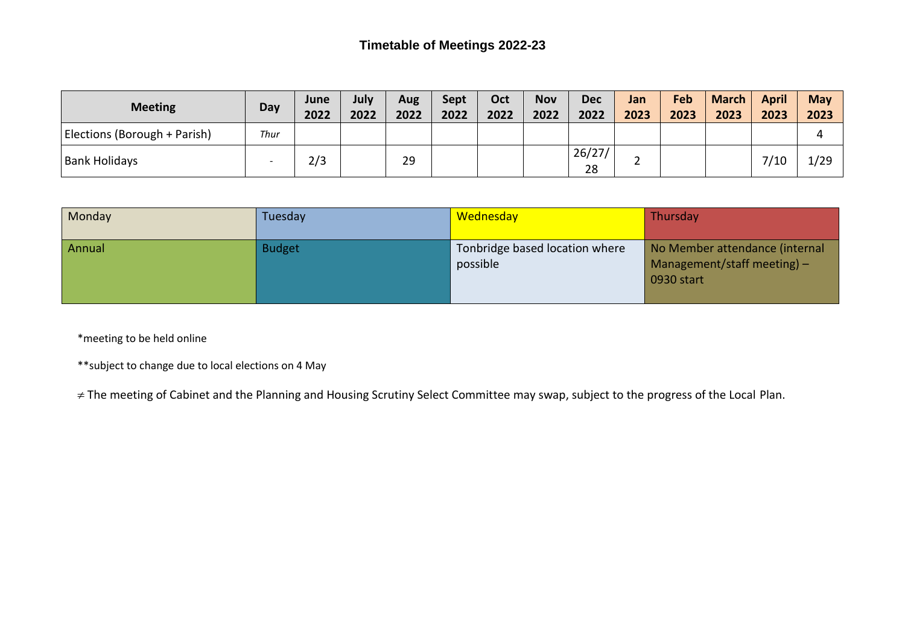## Timetable of Meetings 2022-23

| Meeting | Day | June 2022 | July 2022 | Aug 2022 | Sept 2022 | Oct 2022 | Nov 2022 | Dec 2022 | Jan 2023 | Feb 2023 | March 2023 | April 2023 | May 2023 |
|---|---|---|---|---|---|---|---|---|---|---|---|---|---|
| Elections (Borough + Parish) | *Thur* | | | | | | | | | | | | 4 |
| Bank Holidays | - | 2/3 | | 29 | | | | 26/27/28 | 2 | | | 7/10 | 1/29 |

| Monday | Tuesday | Wednesday | Thursday |
|---|---|---|---|
| Annual | Budget | Tonbridge based location where possible | No Member attendance (internal Management/staff meeting) – 0930 start |

*meeting to be held online

**subject to change due to local elections on 4 May

≠ The meeting of Cabinet and the Planning and Housing Scrutiny Select Committee may swap, subject to the progress of the Local Plan.